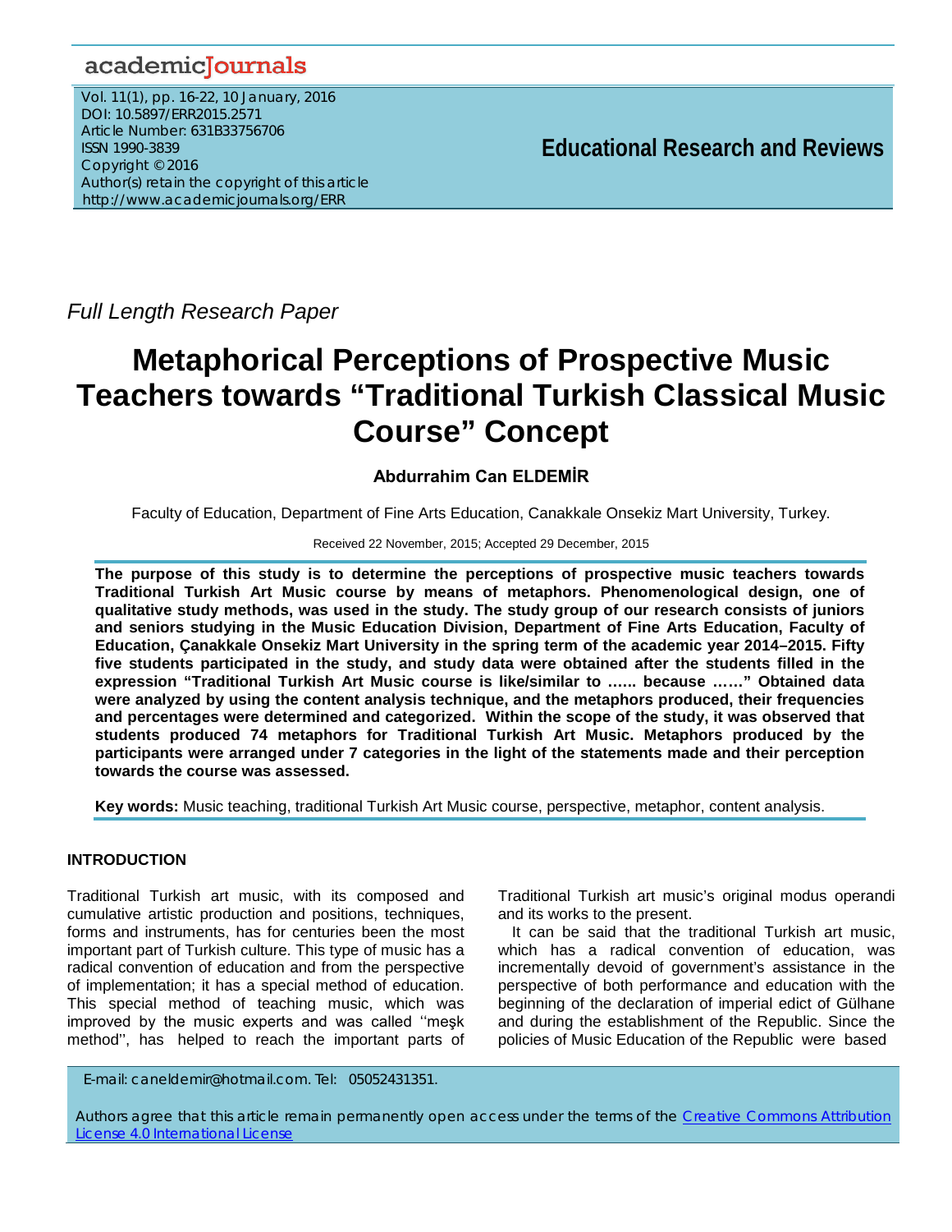*Full Length Research Paper*

# Metaphorical Perceptions of Prospective Music Teachers towards "Traditional Turkish Classical Music Course" Concept

**Abdurrahim Can ELDEMİR**

Faculty of Education, Department of Fine Arts Education, Canakkale Onsekiz Mart University, Turkey.

Received 22 November, 2015; Accepted 29 December, 2015

**The purpose of this study is to determine the perceptions of prospective music teachers towards Traditional Turkish Art Music course by means of metaphors. Phenomenological design, one of qualitative study methods, was used in the study. The study group of our research consists of juniors and seniors studying in the Music Education Division, Department of Fine Arts Education, Faculty of Education, Çanakkale Onsekiz Mart University in the spring term of the academic year 2014–2015. Fifty five students participated in the study, and study data were obtained after the students filled in the expression "Traditional Turkish Art Music course is like/similar to ...... because ……" Obtained data were analyzed by using the content analysis technique, and the metaphors produced, their frequencies and percentages were determined and categorized. Within the scope of the study, it was observed that students produced 74 metaphors for Traditional Turkish Art Music. Metaphors produced by the participants were arranged under 7 categories in the light of the statements made and their perception towards the course was assessed.**

**Key words:** Music teaching, traditional Turkish Art Music course, perspective, metaphor, content analysis.

## INTRODUCTION

Traditional Turkish art music, with its composed and cumulative artistic production and positions, techniques, forms and instruments, has for centuries been the most important part of Turkish culture. This type of music has a radical convention of education and from the perspective of implementation; it has a special method of education. This special method of teaching music, which was improved by the music experts and was called ''meşk method'', has helped to reach the important parts of Traditional Turkish art music's original modus operandi and its works to the present.

It can be said that the traditional Turkish art music, which has a radical convention of education, was incrementally devoid of government's assistance in the perspective of both performance and education with the beginning of the declaration of imperial edict of Gülhane and during the establishment of the Republic. Since the policies of Music Education of the Republic were based

E-mail: caneldemir@hotmail.com. Tel: 05052431351.

Authors agree that this article remain permanently open access under the terms of the Creative Commons Attribution License 4.0 International License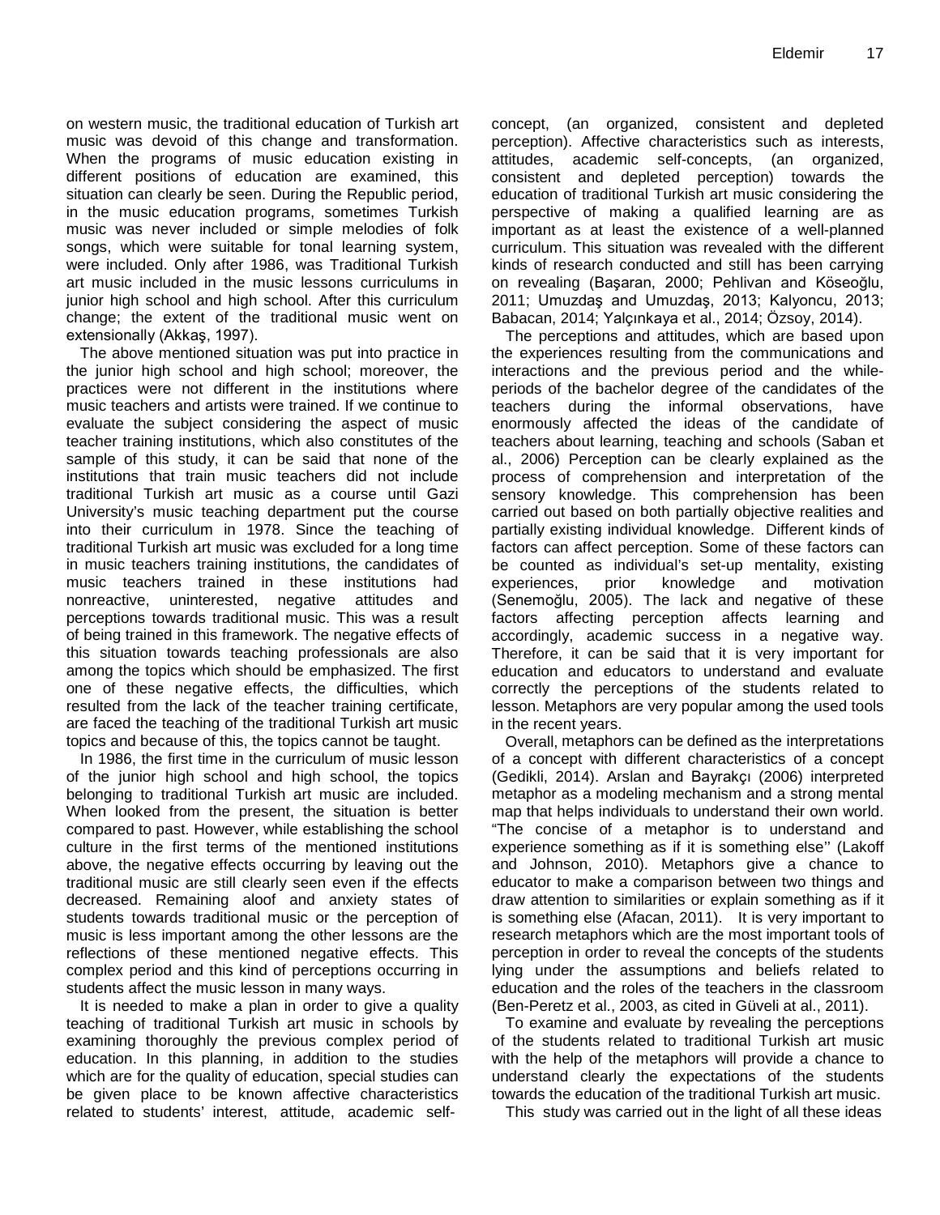on western music, the traditional education of Turkish art music was devoid of this change and transformation. When the programs of music education existing in different positions of education are examined, this situation can clearly be seen. During the Republic period, in the music education programs, sometimes Turkish music was never included or simple melodies of folk songs, which were suitable for tonal learning system, were included. Only after 1986, was Traditional Turkish art music included in the music lessons curriculums in junior high school and high school. After this curriculum change; the extent of the traditional music went on extensionally (Akkaş, 1997).

The above mentioned situation was put into practice in the junior high school and high school; moreover, the practices were not different in the institutions where music teachers and artists were trained. If we continue to evaluate the subject considering the aspect of music teacher training institutions, which also constitutes of the sample of this study, it can be said that none of the institutions that train music teachers did not include traditional Turkish art music as a course until Gazi University's music teaching department put the course into their curriculum in 1978. Since the teaching of traditional Turkish art music was excluded for a long time in music teachers training institutions, the candidates of music teachers trained in these institutions had nonreactive, uninterested, negative attitudes and perceptions towards traditional music. This was a result of being trained in this framework. The negative effects of this situation towards teaching professionals are also among the topics which should be emphasized. The first one of these negative effects, the difficulties, which resulted from the lack of the teacher training certificate, are faced the teaching of the traditional Turkish art music topics and because of this, the topics cannot be taught.

In 1986, the first time in the curriculum of music lesson of the junior high school and high school, the topics belonging to traditional Turkish art music are included. When looked from the present, the situation is better compared to past. However, while establishing the school culture in the first terms of the mentioned institutions above, the negative effects occurring by leaving out the traditional music are still clearly seen even if the effects decreased. Remaining aloof and anxiety states of students towards traditional music or the perception of music is less important among the other lessons are the reflections of these mentioned negative effects. This complex period and this kind of perceptions occurring in students affect the music lesson in many ways.

It is needed to make a plan in order to give a quality teaching of traditional Turkish art music in schools by examining thoroughly the previous complex period of education. In this planning, in addition to the studies which are for the quality of education, special studies can be given place to be known affective characteristics related to students' interest, attitude, academic self-concept, (an organized, consistent and depleted perception). Affective characteristics such as interests, attitudes, academic self-concepts, (an organized, consistent and depleted perception) towards the education of traditional Turkish art music considering the perspective of making a qualified learning are as important as at least the existence of a well-planned curriculum. This situation was revealed with the different kinds of research conducted and still has been carrying on revealing (Başaran, 2000; Pehlivan and Köseoğlu, 2011; Umuzdaş and Umuzdaş, 2013; Kalyoncu, 2013; Babacan, 2014; Yalçınkaya et al., 2014; Özsoy, 2014).

The perceptions and attitudes, which are based upon the experiences resulting from the communications and interactions and the previous period and the while-periods of the bachelor degree of the candidates of the teachers during the informal observations, have enormously affected the ideas of the candidate of teachers about learning, teaching and schools (Saban et al., 2006) Perception can be clearly explained as the process of comprehension and interpretation of the sensory knowledge. This comprehension has been carried out based on both partially objective realities and partially existing individual knowledge. Different kinds of factors can affect perception. Some of these factors can be counted as individual's set-up mentality, existing experiences, prior knowledge and motivation (Senemoğlu, 2005). The lack and negative of these factors affecting perception affects learning and accordingly, academic success in a negative way. Therefore, it can be said that it is very important for education and educators to understand and evaluate correctly the perceptions of the students related to lesson. Metaphors are very popular among the used tools in the recent years.

Overall, metaphors can be defined as the interpretations of a concept with different characteristics of a concept (Gedikli, 2014). Arslan and Bayrakçı (2006) interpreted metaphor as a modeling mechanism and a strong mental map that helps individuals to understand their own world. "The concise of a metaphor is to understand and experience something as if it is something else'' (Lakoff and Johnson, 2010). Metaphors give a chance to educator to make a comparison between two things and draw attention to similarities or explain something as if it is something else (Afacan, 2011). It is very important to research metaphors which are the most important tools of perception in order to reveal the concepts of the students lying under the assumptions and beliefs related to education and the roles of the teachers in the classroom (Ben-Peretz et al., 2003, as cited in Güveli at al., 2011).

To examine and evaluate by revealing the perceptions of the students related to traditional Turkish art music with the help of the metaphors will provide a chance to understand clearly the expectations of the students towards the education of the traditional Turkish art music.

This study was carried out in the light of all these ideas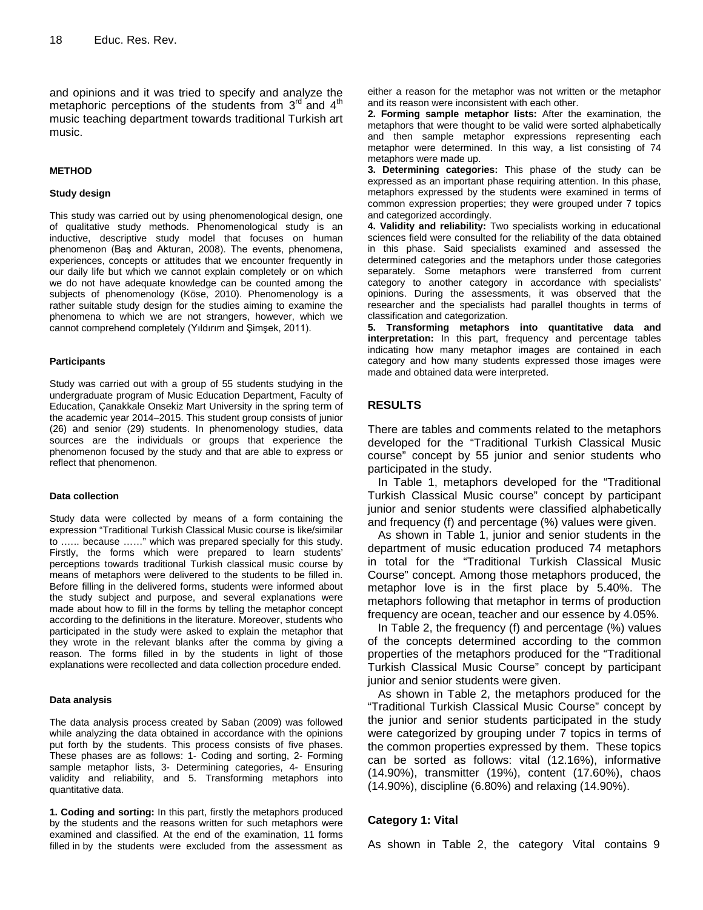and opinions and it was tried to specify and analyze the metaphoric perceptions of the students from 3rd and 4th music teaching department towards traditional Turkish art music.

## METHOD

### Study design

This study was carried out by using phenomenological design, one of qualitative study methods. Phenomenological study is an inductive, descriptive study model that focuses on human phenomenon (Baş and Akturan, 2008). The events, phenomena, experiences, concepts or attitudes that we encounter frequently in our daily life but which we cannot explain completely or on which we do not have adequate knowledge can be counted among the subjects of phenomenology (Köse, 2010). Phenomenology is a rather suitable study design for the studies aiming to examine the phenomena to which we are not strangers, however, which we cannot comprehend completely (Yıldırım and Şimşek, 2011).

### Participants

Study was carried out with a group of 55 students studying in the undergraduate program of Music Education Department, Faculty of Education, Çanakkale Onsekiz Mart University in the spring term of the academic year 2014–2015. This student group consists of junior (26) and senior (29) students. In phenomenology studies, data sources are the individuals or groups that experience the phenomenon focused by the study and that are able to express or reflect that phenomenon.

### Data collection

Study data were collected by means of a form containing the expression "Traditional Turkish Classical Music course is like/similar to …... because ……" which was prepared specially for this study. Firstly, the forms which were prepared to learn students' perceptions towards traditional Turkish classical music course by means of metaphors were delivered to the students to be filled in. Before filling in the delivered forms, students were informed about the study subject and purpose, and several explanations were made about how to fill in the forms by telling the metaphor concept according to the definitions in the literature. Moreover, students who participated in the study were asked to explain the metaphor that they wrote in the relevant blanks after the comma by giving a reason. The forms filled in by the students in light of those explanations were recollected and data collection procedure ended.

### Data analysis

The data analysis process created by Saban (2009) was followed while analyzing the data obtained in accordance with the opinions put forth by the students. This process consists of five phases. These phases are as follows: 1- Coding and sorting, 2- Forming sample metaphor lists, 3- Determining categories, 4- Ensuring validity and reliability, and 5. Transforming metaphors into quantitative data.

**1. Coding and sorting:** In this part, firstly the metaphors produced by the students and the reasons written for such metaphors were examined and classified. At the end of the examination, 11 forms filled in by the students were excluded from the assessment as either a reason for the metaphor was not written or the metaphor and its reason were inconsistent with each other.

**2. Forming sample metaphor lists:** After the examination, the metaphors that were thought to be valid were sorted alphabetically and then sample metaphor expressions representing each metaphor were determined. In this way, a list consisting of 74 metaphors were made up.

**3. Determining categories:** This phase of the study can be expressed as an important phase requiring attention. In this phase, metaphors expressed by the students were examined in terms of common expression properties; they were grouped under 7 topics and categorized accordingly.

**4. Validity and reliability:** Two specialists working in educational sciences field were consulted for the reliability of the data obtained in this phase. Said specialists examined and assessed the determined categories and the metaphors under those categories separately. Some metaphors were transferred from current category to another category in accordance with specialists' opinions. During the assessments, it was observed that the researcher and the specialists had parallel thoughts in terms of classification and categorization.

**5. Transforming metaphors into quantitative data and interpretation:** In this part, frequency and percentage tables indicating how many metaphor images are contained in each category and how many students expressed those images were made and obtained data were interpreted.

## RESULTS

There are tables and comments related to the metaphors developed for the "Traditional Turkish Classical Music course" concept by 55 junior and senior students who participated in the study.

In Table 1, metaphors developed for the "Traditional Turkish Classical Music course" concept by participant junior and senior students were classified alphabetically and frequency (f) and percentage (%) values were given.

As shown in Table 1, junior and senior students in the department of music education produced 74 metaphors in total for the "Traditional Turkish Classical Music Course" concept. Among those metaphors produced, the metaphor love is in the first place by 5.40%. The metaphors following that metaphor in terms of production frequency are ocean, teacher and our essence by 4.05%.

In Table 2, the frequency (f) and percentage (%) values of the concepts determined according to the common properties of the metaphors produced for the "Traditional Turkish Classical Music Course" concept by participant junior and senior students were given.

As shown in Table 2, the metaphors produced for the "Traditional Turkish Classical Music Course" concept by the junior and senior students participated in the study were categorized by grouping under 7 topics in terms of the common properties expressed by them. These topics can be sorted as follows: vital (12.16%), informative (14.90%), transmitter (19%), content (17.60%), chaos (14.90%), discipline (6.80%) and relaxing (14.90%).

### Category 1: Vital

As shown in Table 2, the category Vital contains 9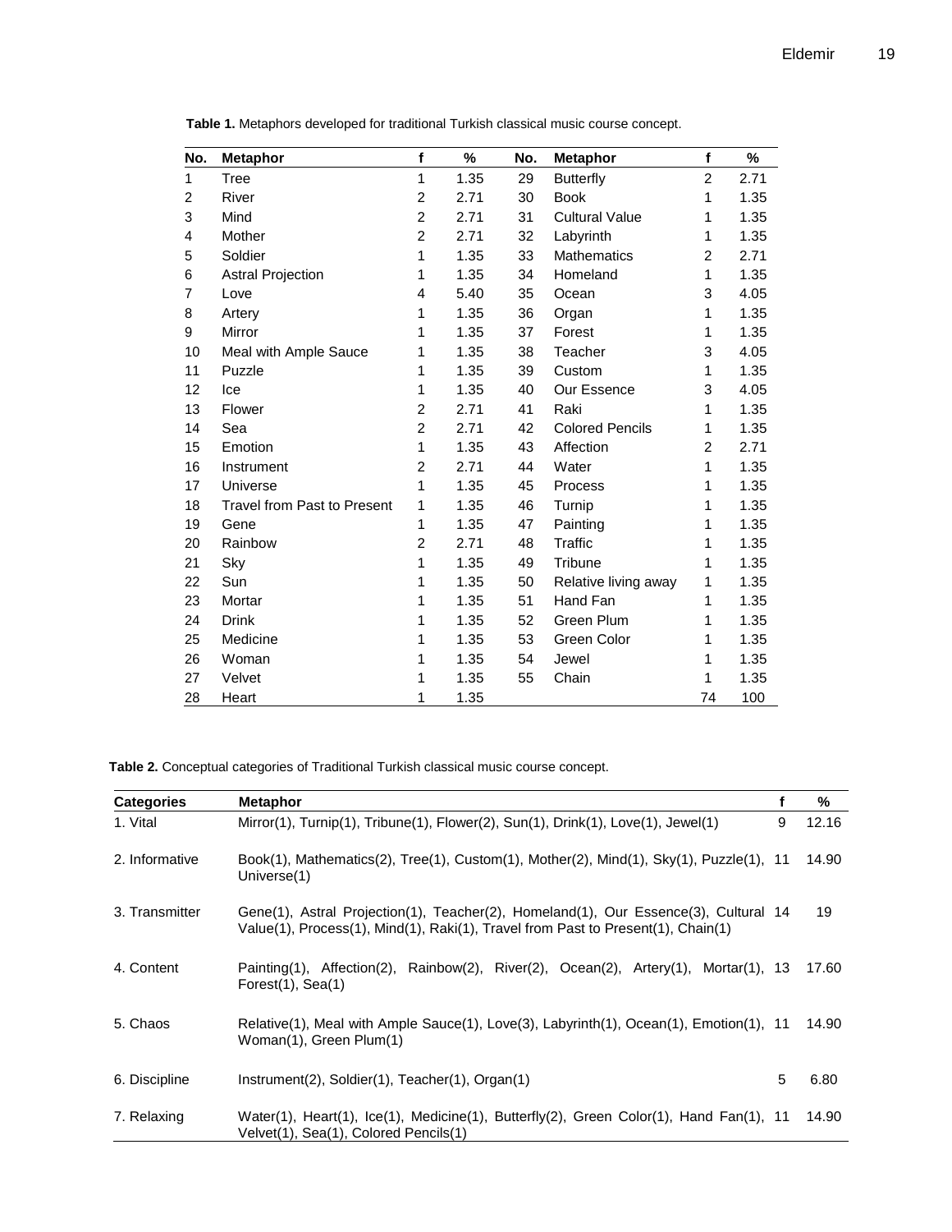**Table 1.** Metaphors developed for traditional Turkish classical music course concept.

| No. | Metaphor | f | % | No. | Metaphor | f | % |
|---|---|---|---|---|---|---|---|
| 1 | Tree | 1 | 1.35 | 29 | Butterfly | 2 | 2.71 |
| 2 | River | 2 | 2.71 | 30 | Book | 1 | 1.35 |
| 3 | Mind | 2 | 2.71 | 31 | Cultural Value | 1 | 1.35 |
| 4 | Mother | 2 | 2.71 | 32 | Labyrinth | 1 | 1.35 |
| 5 | Soldier | 1 | 1.35 | 33 | Mathematics | 2 | 2.71 |
| 6 | Astral Projection | 1 | 1.35 | 34 | Homeland | 1 | 1.35 |
| 7 | Love | 4 | 5.40 | 35 | Ocean | 3 | 4.05 |
| 8 | Artery | 1 | 1.35 | 36 | Organ | 1 | 1.35 |
| 9 | Mirror | 1 | 1.35 | 37 | Forest | 1 | 1.35 |
| 10 | Meal with Ample Sauce | 1 | 1.35 | 38 | Teacher | 3 | 4.05 |
| 11 | Puzzle | 1 | 1.35 | 39 | Custom | 1 | 1.35 |
| 12 | Ice | 1 | 1.35 | 40 | Our Essence | 3 | 4.05 |
| 13 | Flower | 2 | 2.71 | 41 | Raki | 1 | 1.35 |
| 14 | Sea | 2 | 2.71 | 42 | Colored Pencils | 1 | 1.35 |
| 15 | Emotion | 1 | 1.35 | 43 | Affection | 2 | 2.71 |
| 16 | Instrument | 2 | 2.71 | 44 | Water | 1 | 1.35 |
| 17 | Universe | 1 | 1.35 | 45 | Process | 1 | 1.35 |
| 18 | Travel from Past to Present | 1 | 1.35 | 46 | Turnip | 1 | 1.35 |
| 19 | Gene | 1 | 1.35 | 47 | Painting | 1 | 1.35 |
| 20 | Rainbow | 2 | 2.71 | 48 | Traffic | 1 | 1.35 |
| 21 | Sky | 1 | 1.35 | 49 | Tribune | 1 | 1.35 |
| 22 | Sun | 1 | 1.35 | 50 | Relative living away | 1 | 1.35 |
| 23 | Mortar | 1 | 1.35 | 51 | Hand Fan | 1 | 1.35 |
| 24 | Drink | 1 | 1.35 | 52 | Green Plum | 1 | 1.35 |
| 25 | Medicine | 1 | 1.35 | 53 | Green Color | 1 | 1.35 |
| 26 | Woman | 1 | 1.35 | 54 | Jewel | 1 | 1.35 |
| 27 | Velvet | 1 | 1.35 | 55 | Chain | 1 | 1.35 |
| 28 | Heart | 1 | 1.35 | | | 74 | 100 |

**Table 2.** Conceptual categories of Traditional Turkish classical music course concept.

| Categories | Metaphor | f | % |
|---|---|---|---|
| 1. Vital | Mirror(1), Turnip(1), Tribune(1), Flower(2), Sun(1), Drink(1), Love(1), Jewel(1) | 9 | 12.16 |
| 2. Informative | Book(1), Mathematics(2), Tree(1), Custom(1), Mother(2), Mind(1), Sky(1), Puzzle(1), Universe(1) | 11 | 14.90 |
| 3. Transmitter | Gene(1), Astral Projection(1), Teacher(2), Homeland(1), Our Essence(3), Cultural Value(1), Process(1), Mind(1), Raki(1), Travel from Past to Present(1), Chain(1) | 14 | 19 |
| 4. Content | Painting(1), Affection(2), Rainbow(2), River(2), Ocean(2), Artery(1), Mortar(1), Forest(1), Sea(1) | 13 | 17.60 |
| 5. Chaos | Relative(1), Meal with Ample Sauce(1), Love(3), Labyrinth(1), Ocean(1), Emotion(1), Woman(1), Green Plum(1) | 11 | 14.90 |
| 6. Discipline | Instrument(2), Soldier(1), Teacher(1), Organ(1) | 5 | 6.80 |
| 7. Relaxing | Water(1), Heart(1), Ice(1), Medicine(1), Butterfly(2), Green Color(1), Hand Fan(1), Velvet(1), Sea(1), Colored Pencils(1) | 11 | 14.90 |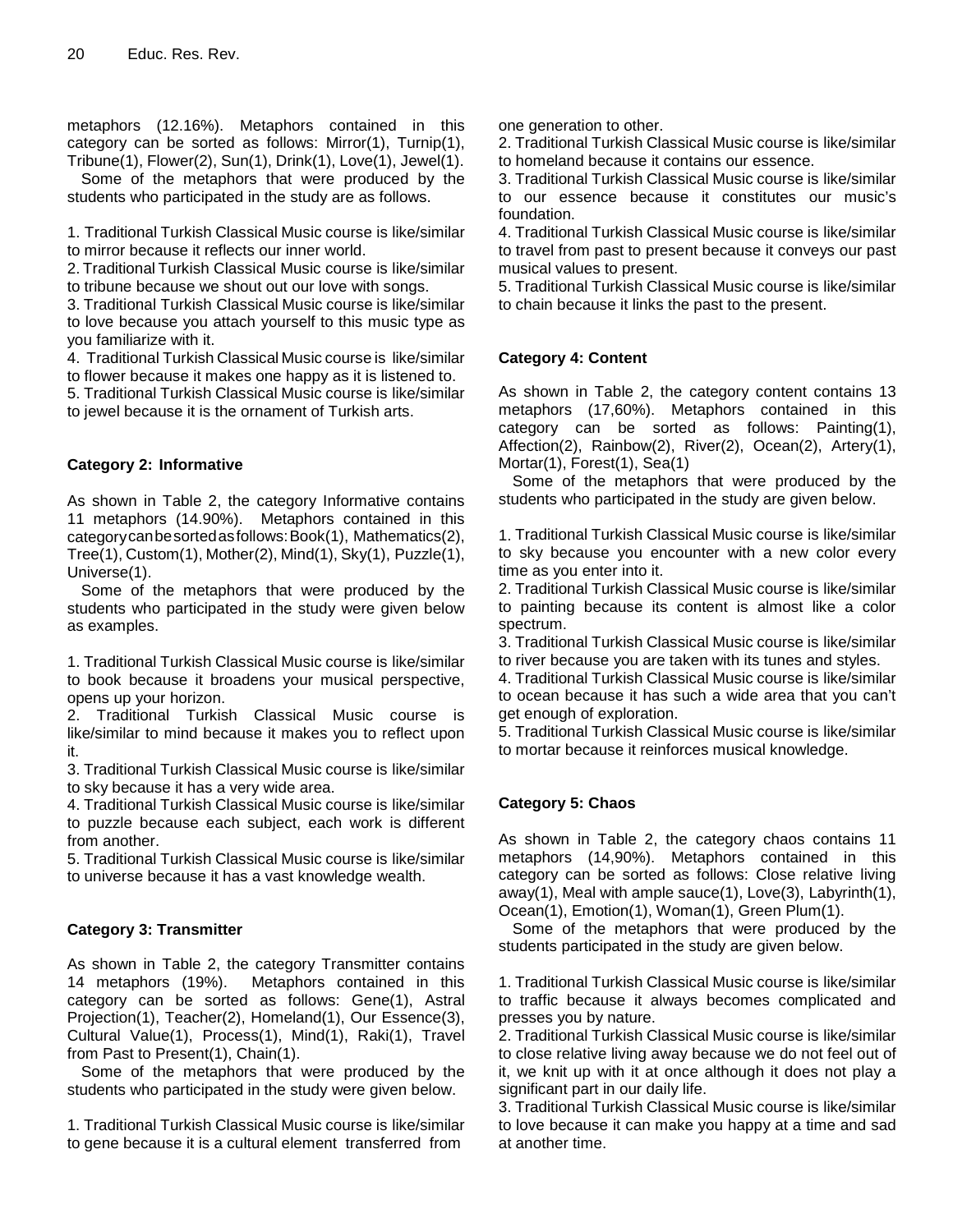metaphors (12.16%). Metaphors contained in this category can be sorted as follows: Mirror(1), Turnip(1), Tribune(1), Flower(2), Sun(1), Drink(1), Love(1), Jewel(1).

Some of the metaphors that were produced by the students who participated in the study are as follows.

1. Traditional Turkish Classical Music course is like/similar to mirror because it reflects our inner world.
2. Traditional Turkish Classical Music course is like/similar to tribune because we shout out our love with songs.
3. Traditional Turkish Classical Music course is like/similar to love because you attach yourself to this music type as you familiarize with it.
4. Traditional Turkish Classical Music course is like/similar to flower because it makes one happy as it is listened to.
5. Traditional Turkish Classical Music course is like/similar to jewel because it is the ornament of Turkish arts.

**Category 2: Informative**

As shown in Table 2, the category Informative contains 11 metaphors (14.90%). Metaphors contained in this category can be sorted as follows: Book(1), Mathematics(2), Tree(1), Custom(1), Mother(2), Mind(1), Sky(1), Puzzle(1), Universe(1).

Some of the metaphors that were produced by the students who participated in the study were given below as examples.

1. Traditional Turkish Classical Music course is like/similar to book because it broadens your musical perspective, opens up your horizon.
2. Traditional Turkish Classical Music course is like/similar to mind because it makes you to reflect upon it.
3. Traditional Turkish Classical Music course is like/similar to sky because it has a very wide area.
4. Traditional Turkish Classical Music course is like/similar to puzzle because each subject, each work is different from another.
5. Traditional Turkish Classical Music course is like/similar to universe because it has a vast knowledge wealth.

**Category 3: Transmitter**

As shown in Table 2, the category Transmitter contains 14 metaphors (19%). Metaphors contained in this category can be sorted as follows: Gene(1), Astral Projection(1), Teacher(2), Homeland(1), Our Essence(3), Cultural Value(1), Process(1), Mind(1), Raki(1), Travel from Past to Present(1), Chain(1).

Some of the metaphors that were produced by the students who participated in the study were given below.

1. Traditional Turkish Classical Music course is like/similar to gene because it is a cultural element transferred from one generation to other.
2. Traditional Turkish Classical Music course is like/similar to homeland because it contains our essence.
3. Traditional Turkish Classical Music course is like/similar to our essence because it constitutes our music's foundation.
4. Traditional Turkish Classical Music course is like/similar to travel from past to present because it conveys our past musical values to present.
5. Traditional Turkish Classical Music course is like/similar to chain because it links the past to the present.

**Category 4: Content**

As shown in Table 2, the category content contains 13 metaphors (17,60%). Metaphors contained in this category can be sorted as follows: Painting(1), Affection(2), Rainbow(2), River(2), Ocean(2), Artery(1), Mortar(1), Forest(1), Sea(1)

Some of the metaphors that were produced by the students who participated in the study are given below.

1. Traditional Turkish Classical Music course is like/similar to sky because you encounter with a new color every time as you enter into it.
2. Traditional Turkish Classical Music course is like/similar to painting because its content is almost like a color spectrum.
3. Traditional Turkish Classical Music course is like/similar to river because you are taken with its tunes and styles.
4. Traditional Turkish Classical Music course is like/similar to ocean because it has such a wide area that you can't get enough of exploration.
5. Traditional Turkish Classical Music course is like/similar to mortar because it reinforces musical knowledge.

**Category 5: Chaos**

As shown in Table 2, the category chaos contains 11 metaphors (14,90%). Metaphors contained in this category can be sorted as follows: Close relative living away(1), Meal with ample sauce(1), Love(3), Labyrinth(1), Ocean(1), Emotion(1), Woman(1), Green Plum(1).

Some of the metaphors that were produced by the students participated in the study are given below.

1. Traditional Turkish Classical Music course is like/similar to traffic because it always becomes complicated and presses you by nature.
2. Traditional Turkish Classical Music course is like/similar to close relative living away because we do not feel out of it, we knit up with it at once although it does not play a significant part in our daily life.
3. Traditional Turkish Classical Music course is like/similar to love because it can make you happy at a time and sad at another time.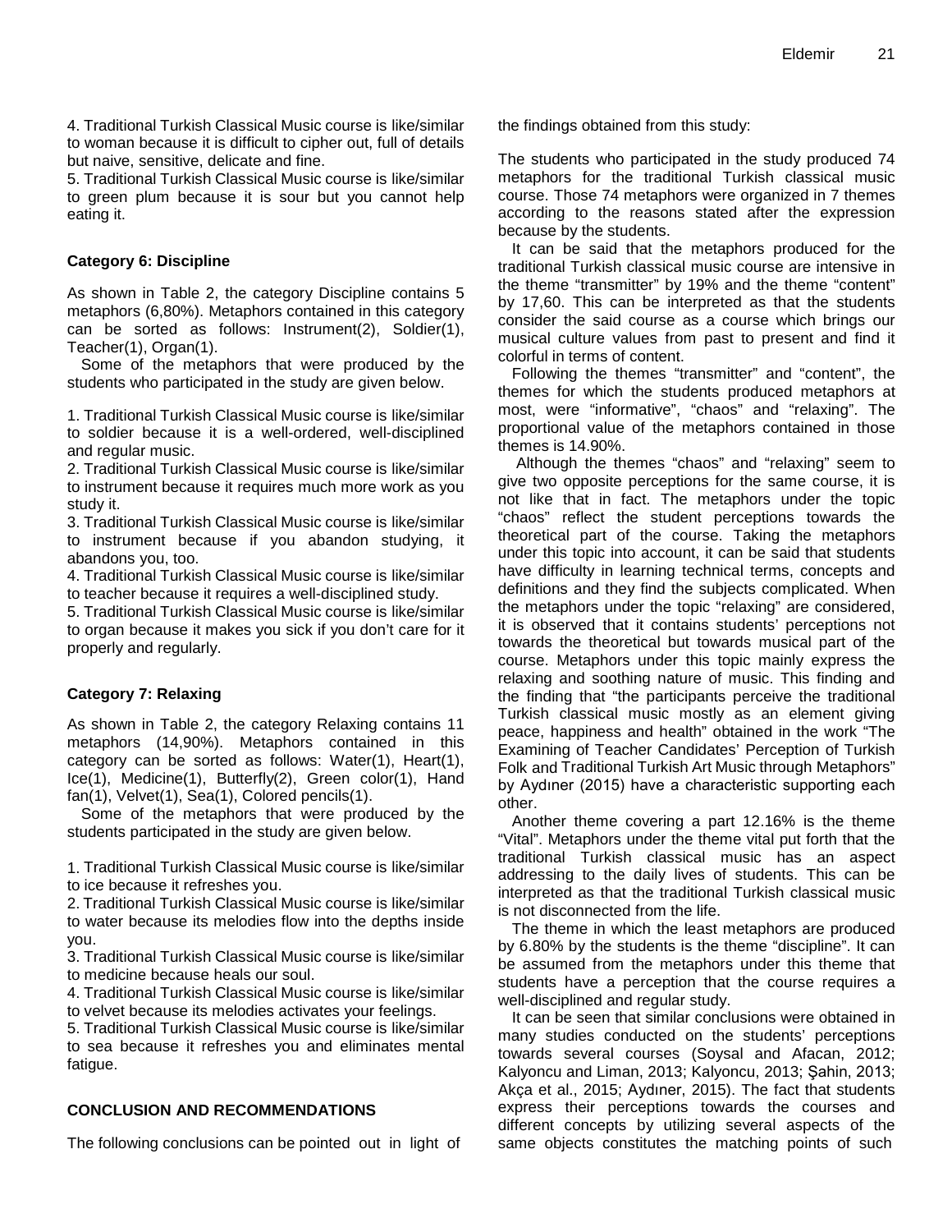4. Traditional Turkish Classical Music course is like/similar to woman because it is difficult to cipher out, full of details but naive, sensitive, delicate and fine.
5. Traditional Turkish Classical Music course is like/similar to green plum because it is sour but you cannot help eating it.

### Category 6: Discipline

As shown in Table 2, the category Discipline contains 5 metaphors (6,80%). Metaphors contained in this category can be sorted as follows: Instrument(2), Soldier(1), Teacher(1), Organ(1).

Some of the metaphors that were produced by the students who participated in the study are given below.

1. Traditional Turkish Classical Music course is like/similar to soldier because it is a well-ordered, well-disciplined and regular music.
2. Traditional Turkish Classical Music course is like/similar to instrument because it requires much more work as you study it.
3. Traditional Turkish Classical Music course is like/similar to instrument because if you abandon studying, it abandons you, too.
4. Traditional Turkish Classical Music course is like/similar to teacher because it requires a well-disciplined study.
5. Traditional Turkish Classical Music course is like/similar to organ because it makes you sick if you don't care for it properly and regularly.

### Category 7: Relaxing

As shown in Table 2, the category Relaxing contains 11 metaphors (14,90%). Metaphors contained in this category can be sorted as follows: Water(1), Heart(1), Ice(1), Medicine(1), Butterfly(2), Green color(1), Hand fan(1), Velvet(1), Sea(1), Colored pencils(1).

Some of the metaphors that were produced by the students participated in the study are given below.

1. Traditional Turkish Classical Music course is like/similar to ice because it refreshes you.
2. Traditional Turkish Classical Music course is like/similar to water because its melodies flow into the depths inside you.
3. Traditional Turkish Classical Music course is like/similar to medicine because heals our soul.
4. Traditional Turkish Classical Music course is like/similar to velvet because its melodies activates your feelings.
5. Traditional Turkish Classical Music course is like/similar to sea because it refreshes you and eliminates mental fatigue.

## CONCLUSION AND RECOMMENDATIONS

The following conclusions can be pointed out in light of the findings obtained from this study:

The students who participated in the study produced 74 metaphors for the traditional Turkish classical music course. Those 74 metaphors were organized in 7 themes according to the reasons stated after the expression because by the students.

It can be said that the metaphors produced for the traditional Turkish classical music course are intensive in the theme "transmitter" by 19% and the theme "content" by 17,60. This can be interpreted as that the students consider the said course as a course which brings our musical culture values from past to present and find it colorful in terms of content.

Following the themes "transmitter" and "content", the themes for which the students produced metaphors at most, were "informative", "chaos" and "relaxing". The proportional value of the metaphors contained in those themes is 14.90%.

Although the themes "chaos" and "relaxing" seem to give two opposite perceptions for the same course, it is not like that in fact. The metaphors under the topic "chaos" reflect the student perceptions towards the theoretical part of the course. Taking the metaphors under this topic into account, it can be said that students have difficulty in learning technical terms, concepts and definitions and they find the subjects complicated. When the metaphors under the topic "relaxing" are considered, it is observed that it contains students' perceptions not towards the theoretical but towards musical part of the course. Metaphors under this topic mainly express the relaxing and soothing nature of music. This finding and the finding that "the participants perceive the traditional Turkish classical music mostly as an element giving peace, happiness and health" obtained in the work "The Examining of Teacher Candidates' Perception of Turkish Folk and Traditional Turkish Art Music through Metaphors" by Aydıner (2015) have a characteristic supporting each other.

Another theme covering a part 12.16% is the theme "Vital". Metaphors under the theme vital put forth that the traditional Turkish classical music has an aspect addressing to the daily lives of students. This can be interpreted as that the traditional Turkish classical music is not disconnected from the life.

The theme in which the least metaphors are produced by 6.80% by the students is the theme "discipline". It can be assumed from the metaphors under this theme that students have a perception that the course requires a well-disciplined and regular study.

It can be seen that similar conclusions were obtained in many studies conducted on the students' perceptions towards several courses (Soysal and Afacan, 2012; Kalyoncu and Liman, 2013; Kalyoncu, 2013; Şahin, 2013; Akça et al., 2015; Aydıner, 2015). The fact that students express their perceptions towards the courses and different concepts by utilizing several aspects of the same objects constitutes the matching points of such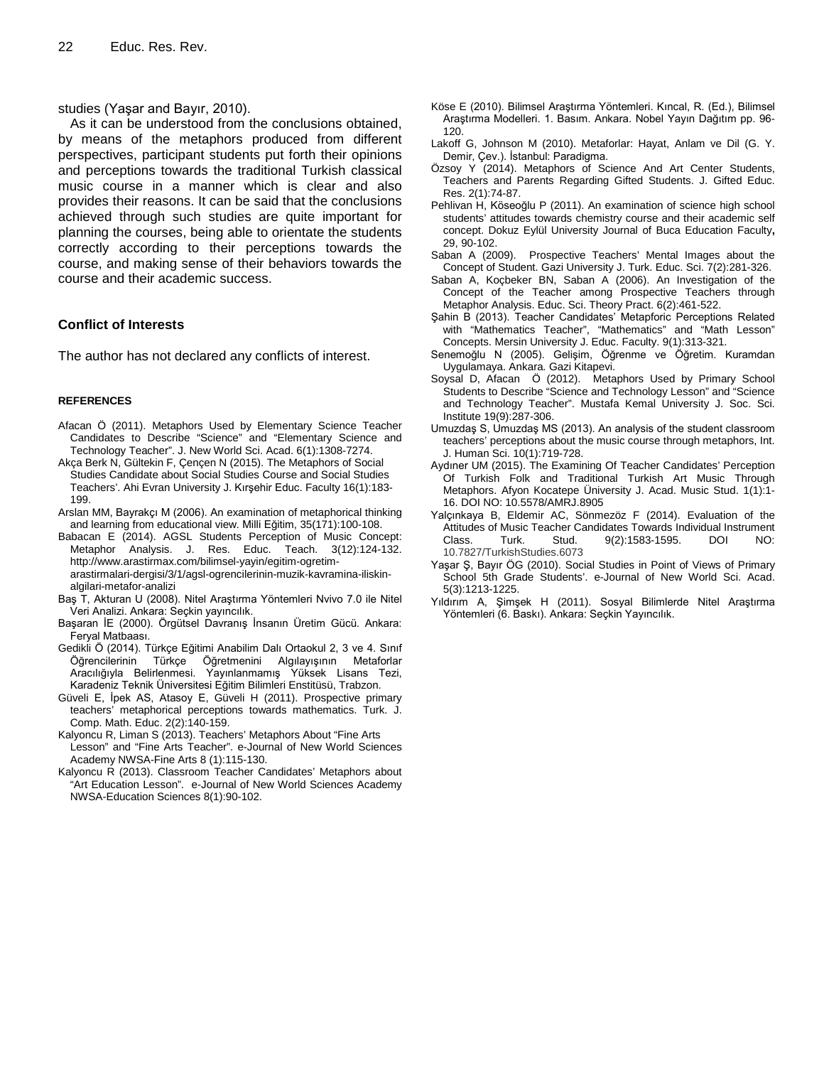studies (Yaşar and Bayır, 2010).

As it can be understood from the conclusions obtained, by means of the metaphors produced from different perspectives, participant students put forth their opinions and perceptions towards the traditional Turkish classical music course in a manner which is clear and also provides their reasons. It can be said that the conclusions achieved through such studies are quite important for planning the courses, being able to orientate the students correctly according to their perceptions towards the course, and making sense of their behaviors towards the course and their academic success.

## Conflict of Interests

The author has not declared any conflicts of interest.

## REFERENCES

Afacan Ö (2011). Metaphors Used by Elementary Science Teacher Candidates to Describe "Science" and "Elementary Science and Technology Teacher". J. New World Sci. Acad. 6(1):1308-7274.

Akça Berk N, Gültekin F, Çençen N (2015). The Metaphors of Social Studies Candidate about Social Studies Course and Social Studies Teachers'. Ahi Evran University J. Kırşehir Educ. Faculty 16(1):183-199.

Arslan MM, Bayrakçı M (2006). An examination of metaphorical thinking and learning from educational view. Milli Eğitim, 35(171):100-108.

Babacan E (2014). AGSL Students Perception of Music Concept: Metaphor Analysis. J. Res. Educ. Teach. 3(12):124-132. http://www.arastirmax.com/bilimsel-yayin/egitim-ogretim-arastirmalari-dergisi/3/1/agsl-ogrencilerinin-muzik-kavramina-iliskin-algilari-metafor-analizi

Baş T, Akturan U (2008). Nitel Araştırma Yöntemleri Nvivo 7.0 ile Nitel Veri Analizi. Ankara: Seçkin yayıncılık.

Başaran İE (2000). Örgütsel Davranış İnsanın Üretim Gücü. Ankara: Feryal Matbaası.

Gedikli Ö (2014). Türkçe Eğitimi Anabilim Dalı Ortaokul 2, 3 ve 4. Sınıf Öğrencilerinin Türkçe Öğretmenini Algılayışının Metaforlar Aracılığıyla Belirlenmesi. Yayınlanmamış Yüksek Lisans Tezi, Karadeniz Teknik Üniversitesi Eğitim Bilimleri Enstitüsü, Trabzon.

Güveli E, İpek AS, Atasoy E, Güveli H (2011). Prospective primary teachers' metaphorical perceptions towards mathematics. Turk. J. Comp. Math. Educ. 2(2):140-159.

Kalyoncu R, Liman S (2013). Teachers' Metaphors About "Fine Arts Lesson" and "Fine Arts Teacher". e-Journal of New World Sciences Academy NWSA-Fine Arts 8 (1):115-130.

Kalyoncu R (2013). Classroom Teacher Candidates' Metaphors about "Art Education Lesson". e-Journal of New World Sciences Academy NWSA-Education Sciences 8(1):90-102.

Köse E (2010). Bilimsel Araştırma Yöntemleri. Kıncal, R. (Ed.), Bilimsel Araştırma Modelleri. 1. Basım. Ankara. Nobel Yayın Dağıtım pp. 96-120.

Lakoff G, Johnson M (2010). Metaforlar: Hayat, Anlam ve Dil (G. Y. Demir, Çev.). İstanbul: Paradigma.

Özsoy Y (2014). Metaphors of Science And Art Center Students, Teachers and Parents Regarding Gifted Students. J. Gifted Educ. Res. 2(1):74-87.

Pehlivan H, Köseoğlu P (2011). An examination of science high school students' attitudes towards chemistry course and their academic self concept. Dokuz Eylül University Journal of Buca Education Faculty, 29, 90-102.

Saban A (2009). Prospective Teachers' Mental Images about the Concept of Student. Gazi University J. Turk. Educ. Sci. 7(2):281-326.

Saban A, Koçbeker BN, Saban A (2006). An Investigation of the Concept of the Teacher among Prospective Teachers through Metaphor Analysis. Educ. Sci. Theory Pract. 6(2):461-522.

Şahin B (2013). Teacher Candidates' Metapforic Perceptions Related with "Mathematics Teacher", "Mathematics" and "Math Lesson" Concepts. Mersin University J. Educ. Faculty. 9(1):313-321.

Senemoğlu N (2005). Gelişim, Öğrenme ve Öğretim. Kuramdan Uygulamaya. Ankara. Gazi Kitapevi.

Soysal D, Afacan Ö (2012). Metaphors Used by Primary School Students to Describe "Science and Technology Lesson" and "Science and Technology Teacher". Mustafa Kemal University J. Soc. Sci. Institute 19(9):287-306.

Umuzdaş S, Umuzdaş MS (2013). An analysis of the student classroom teachers' perceptions about the music course through metaphors, Int. J. Human Sci. 10(1):719-728.

Aydıner UM (2015). The Examining Of Teacher Candidates' Perception Of Turkish Folk and Traditional Turkish Art Music Through Metaphors. Afyon Kocatepe Üniversity J. Acad. Music Stud. 1(1):1-16. DOI NO: 10.5578/AMRJ.8905

Yalçınkaya B, Eldemir AC, Sönmezöz F (2014). Evaluation of the Attitudes of Music Teacher Candidates Towards Individual Instrument Class. Turk. Stud. 9(2):1583-1595. DOI NO: 10.7827/TurkishStudies.6073

Yaşar Ş, Bayır ÖG (2010). Social Studies in Point of Views of Primary School 5th Grade Students'. e-Journal of New World Sci. Acad. 5(3):1213-1225.

Yıldırım A, Şimşek H (2011). Sosyal Bilimlerde Nitel Araştırma Yöntemleri (6. Baskı). Ankara: Seçkin Yayıncılık.